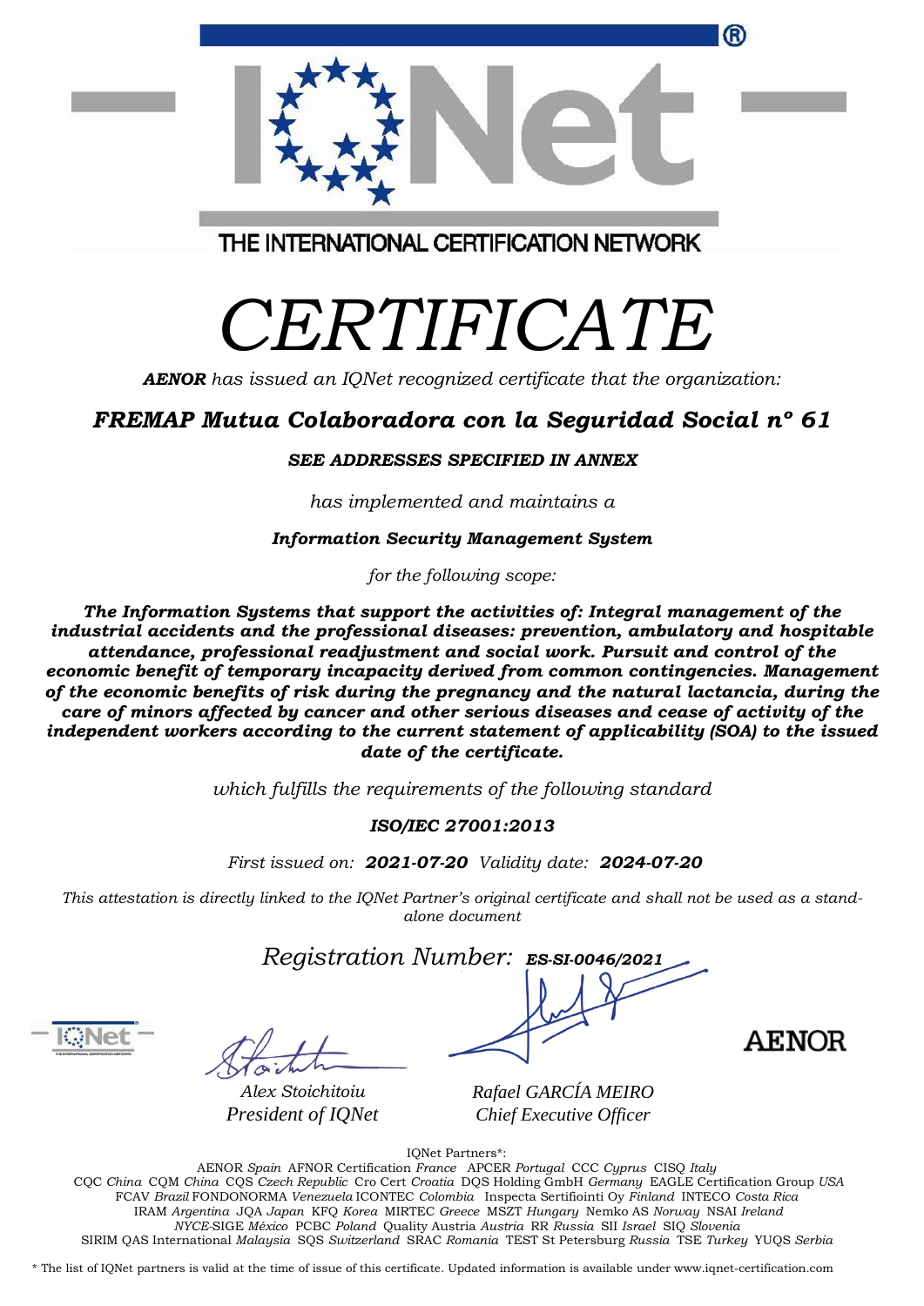# IQNet

THE INTERNATIONAL CERTIFICATION NETWORK

# *CERTIFICATE*

***AENOR*** *has issued an IQNet recognized certificate that the organization:*

## ***FREMAP Mutua Colaboradora con la Seguridad Social nº 61***

***SEE ADDRESSES SPECIFIED IN ANNEX***

*has implemented and maintains a*

***Information Security Management System***

*for the following scope:*

***The Information Systems that support the activities of: Integral management of the industrial accidents and the professional diseases: prevention, ambulatory and hospitable attendance, professional readjustment and social work. Pursuit and control of the economic benefit of temporary incapacity derived from common contingencies. Management of the economic benefits of risk during the pregnancy and the natural lactancia, during the care of minors affected by cancer and other serious diseases and cease of activity of the independent workers according to the current statement of applicability (SOA) to the issued date of the certificate.***

*which fulfills the requirements of the following standard*

***ISO/IEC 27001:2013***

*First issued on:* ***2021-07-20*** *Validity date:* ***2024-07-20***

*This attestation is directly linked to the IQNet Partner's original certificate and shall not be used as a stand-alone document*

*Registration Number:* ***ES-SI-0046/2021***

*Alex Stoichitoiu*
*President of IQNet*

*Rafael GARCÍA MEIRO*
*Chief Executive Officer*

AENOR

IQNet Partners*:

AENOR *Spain* AFNOR Certification *France* APCER *Portugal* CCC *Cyprus* CISQ *Italy* CQC *China* CQM *China* CQS *Czech Republic* Cro Cert *Croatia* DQS Holding GmbH *Germany* EAGLE Certification Group *USA* FCAV *Brazil* FONDONORMA *Venezuela* ICONTEC *Colombia* Inspecta Sertifiointi Oy *Finland* INTECO *Costa Rica* IRAM *Argentina* JQA *Japan* KFQ *Korea* MIRTEC *Greece* MSZT *Hungary* Nemko AS *Norway* NSAI *Ireland* *NYCE*-SIGE *México* PCBC *Poland* Quality Austria *Austria* RR *Russia* SII *Israel* SIQ *Slovenia* SIRIM QAS International *Malaysia* SQS *Switzerland* SRAC *Romania* TEST St Petersburg *Russia* TSE *Turkey* YUQS *Serbia*

\* The list of IQNet partners is valid at the time of issue of this certificate. Updated information is available under www.iqnet-certification.com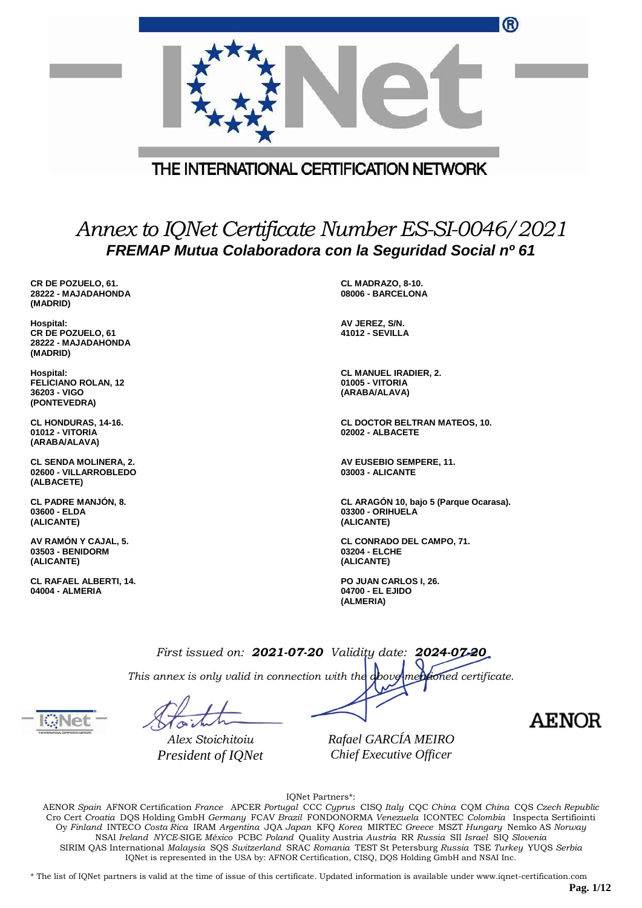THE INTERNATIONAL CERTIFICATION NETWORK

# *Annex to IQNet Certificate Number ES-SI-0046/2021*

## *FREMAP Mutua Colaboradora con la Seguridad Social nº 61*

**CR DE POZUELO, 61.**
**28222 - MAJADAHONDA**
**(MADRID)**

**Hospital:**
**CR DE POZUELO, 61**
**28222 - MAJADAHONDA**
**(MADRID)**

**Hospital:**
**FELICIANO ROLAN, 12**
**36203 - VIGO**
**(PONTEVEDRA)**

**CL HONDURAS, 14-16.**
**01012 - VITORIA**
**(ARABA/ALAVA)**

**CL SENDA MOLINERA, 2.**
**02600 - VILLARROBLEDO**
**(ALBACETE)**

**CL PADRE MANJÓN, 8.**
**03600 - ELDA**
**(ALICANTE)**

**AV RAMÓN Y CAJAL, 5.**
**03503 - BENIDORM**
**(ALICANTE)**

**CL RAFAEL ALBERTI, 14.**
**04004 - ALMERIA**

**CL MADRAZO, 8-10.**
**08006 - BARCELONA**

**AV JEREZ, S/N.**
**41012 - SEVILLA**

**CL MANUEL IRADIER, 2.**
**01005 - VITORIA**
**(ARABA/ALAVA)**

**CL DOCTOR BELTRAN MATEOS, 10.**
**02002 - ALBACETE**

**AV EUSEBIO SEMPERE, 11.**
**03003 - ALICANTE**

**CL ARAGÓN 10, bajo 5 (Parque Ocarasa).**
**03300 - ORIHUELA**
**(ALICANTE)**

**CL CONRADO DEL CAMPO, 71.**
**03204 - ELCHE**
**(ALICANTE)**

**PO JUAN CARLOS I, 26.**
**04700 - EL EJIDO**
**(ALMERIA)**

*First issued on:* ***2021-07-20*** *Validity date:* ***2024-07-20***

*This annex is only valid in connection with the above-mentioned certificate.*

*Alex Stoichitoiu*
*President of IQNet*

*Rafael GARCÍA MEIRO*
*Chief Executive Officer*

AENOR

IQNet Partners*:

AENOR *Spain* AFNOR Certification *France* APCER *Portugal* CCC *Cyprus* CISQ *Italy* CQC *China* CQM *China* CQS *Czech Republic* Cro Cert *Croatia* DQS Holding GmbH *Germany* FCAV *Brazil* FONDONORMA *Venezuela* ICONTEC *Colombia* Inspecta Sertifiointi Oy *Finland* INTECO *Costa Rica* IRAM *Argentina* JQA *Japan* KFQ *Korea* MIRTEC *Greece* MSZT *Hungary* Nemko AS *Norway* NSAI *Ireland* *NYCE*-SIGE *México* PCBC *Poland* Quality Austria *Austria* RR *Russia* SII *Israel* SIQ *Slovenia* SIRIM QAS International *Malaysia* SQS *Switzerland* SRAC *Romania* TEST St Petersburg *Russia* TSE *Turkey* YUQS *Serbia*
IQNet is represented in the USA by: AFNOR Certification, CISQ, DQS Holding GmbH and NSAI Inc.

\* The list of IQNet partners is valid at the time of issue of this certificate. Updated information is available under www.iqnet-certification.com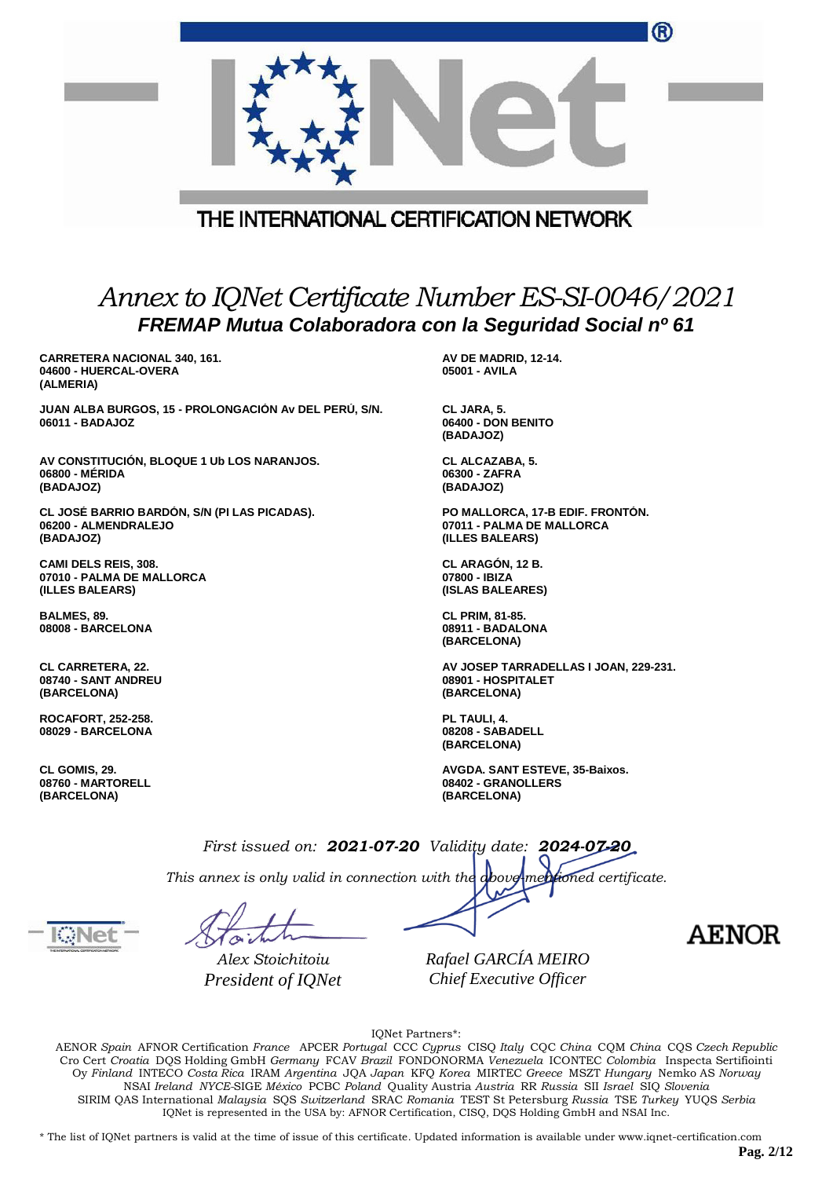# Annex to IQNet Certificate Number ES-SI-0046/2021

## FREMAP Mutua Colaboradora con la Seguridad Social nº 61

**CARRETERA NACIONAL 340, 161.**
**04600 - HUERCAL-OVERA**
**(ALMERIA)**

**AV DE MADRID, 12-14.**
**05001 - AVILA**

**JUAN ALBA BURGOS, 15 - PROLONGACIÓN Av DEL PERÚ, S/N.**
**06011 - BADAJOZ**

**CL JARA, 5.**
**06400 - DON BENITO**
**(BADAJOZ)**

**AV CONSTITUCIÓN, BLOQUE 1 Ub LOS NARANJOS.**
**06800 - MÉRIDA**
**(BADAJOZ)**

**CL ALCAZABA, 5.**
**06300 - ZAFRA**
**(BADAJOZ)**

**CL JOSÉ BARRIO BARDÓN, S/N (PI LAS PICADAS).**
**06200 - ALMENDRALEJO**
**(BADAJOZ)**

**PO MALLORCA, 17-B EDIF. FRONTÓN.**
**07011 - PALMA DE MALLORCA**
**(ILLES BALEARS)**

**CAMI DELS REIS, 308.**
**07010 - PALMA DE MALLORCA**
**(ILLES BALEARS)**

**CL ARAGÓN, 12 B.**
**07800 - IBIZA**
**(ISLAS BALEARES)**

**BALMES, 89.**
**08008 - BARCELONA**

**CL PRIM, 81-85.**
**08911 - BADALONA**
**(BARCELONA)**

**CL CARRETERA, 22.**
**08740 - SANT ANDREU**
**(BARCELONA)**

**AV JOSEP TARRADELLAS I JOAN, 229-231.**
**08901 - HOSPITALET**
**(BARCELONA)**

**ROCAFORT, 252-258.**
**08029 - BARCELONA**

**PL TAULI, 4.**
**08208 - SABADELL**
**(BARCELONA)**

**CL GOMIS, 29.**
**08760 - MARTORELL**
**(BARCELONA)**

**AVGDA. SANT ESTEVE, 35-Baixos.**
**08402 - GRANOLLERS**
**(BARCELONA)**

*First issued on:* ***2021-07-20*** *Validity date:* ***2024-07-20***

*This annex is only valid in connection with the above-mentioned certificate.*

*Alex Stoichitoiu*
*President of IQNet*

*Rafael GARCÍA MEIRO*
*Chief Executive Officer*

AENOR

IQNet Partners*:

AENOR *Spain* AFNOR Certification *France* APCER *Portugal* CCC *Cyprus* CISQ *Italy* CQC *China* CQM *China* CQS *Czech Republic* Cro Cert *Croatia* DQS Holding GmbH *Germany* FCAV *Brazil* FONDONORMA *Venezuela* ICONTEC *Colombia* Inspecta Sertifiointi Oy *Finland* INTECO *Costa Rica* IRAM *Argentina* JQA *Japan* KFQ *Korea* MIRTEC *Greece* MSZT *Hungary* Nemko AS *Norway* NSAI *Ireland* *NYCE*-SIGE *México* PCBC *Poland* Quality Austria *Austria* RR *Russia* SII *Israel* SIQ *Slovenia* SIRIM QAS International *Malaysia* SQS *Switzerland* SRAC *Romania* TEST St Petersburg *Russia* TSE *Turkey* YUQS *Serbia*
IQNet is represented in the USA by: AFNOR Certification, CISQ, DQS Holding GmbH and NSAI Inc.

* The list of IQNet partners is valid at the time of issue of this certificate. Updated information is available under www.iqnet-certification.com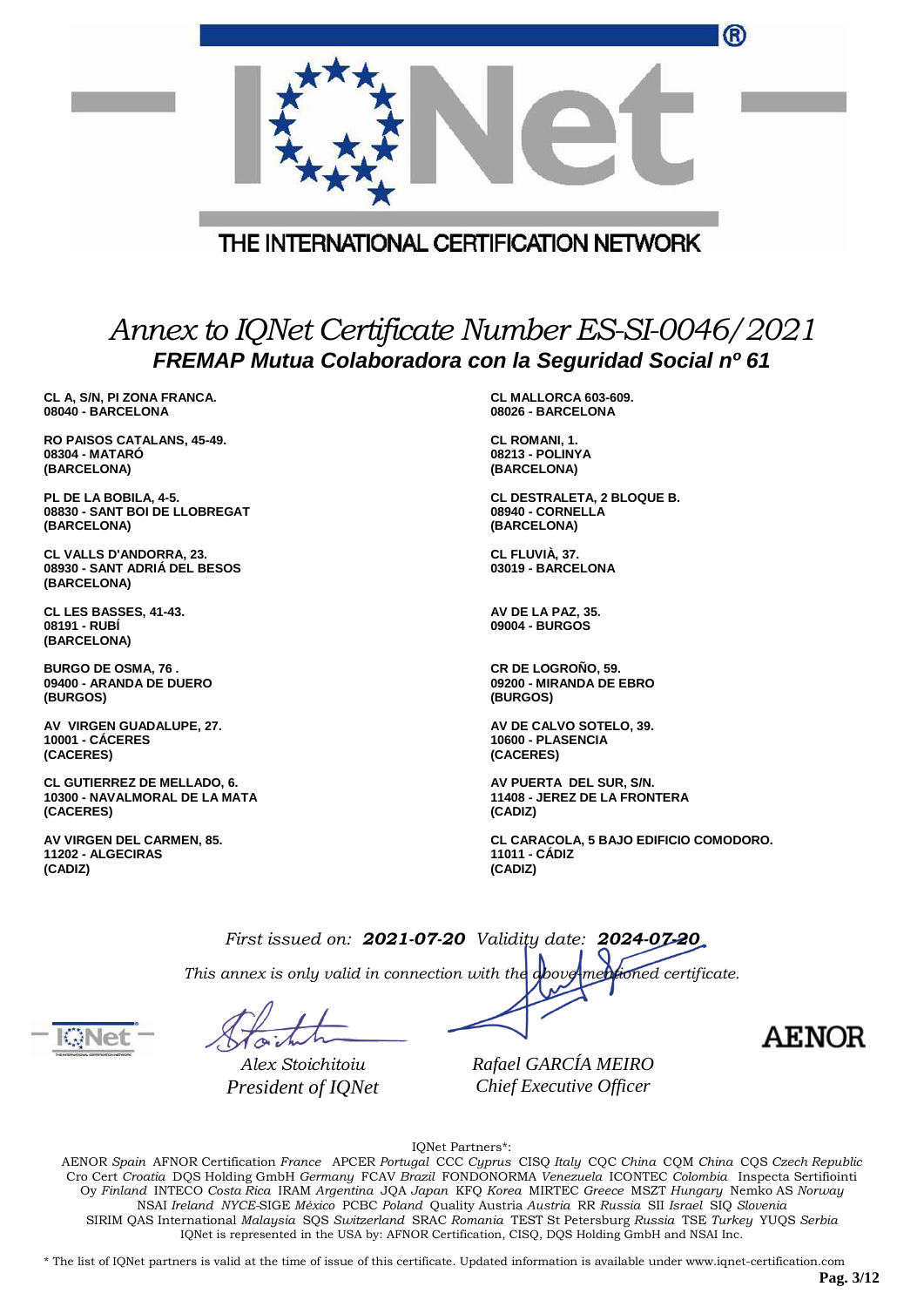THE INTERNATIONAL CERTIFICATION NETWORK

# *Annex to IQNet Certificate Number ES-SI-0046/2021*

## *FREMAP Mutua Colaboradora con la Seguridad Social nº 61*

**CL A, S/N, PI ZONA FRANCA.**
**08040 - BARCELONA**

**RO PAISOS CATALANS, 45-49.**
**08304 - MATARÓ**
**(BARCELONA)**

**PL DE LA BOBILA, 4-5.**
**08830 - SANT BOI DE LLOBREGAT**
**(BARCELONA)**

**CL VALLS D'ANDORRA, 23.**
**08930 - SANT ADRIÁ DEL BESOS**
**(BARCELONA)**

**CL LES BASSES, 41-43.**
**08191 - RUBÍ**
**(BARCELONA)**

**BURGO DE OSMA, 76 .**
**09400 - ARANDA DE DUERO**
**(BURGOS)**

**AV VIRGEN GUADALUPE, 27.**
**10001 - CÁCERES**
**(CACERES)**

**CL GUTIERREZ DE MELLADO, 6.**
**10300 - NAVALMORAL DE LA MATA**
**(CACERES)**

**AV VIRGEN DEL CARMEN, 85.**
**11202 - ALGECIRAS**
**(CADIZ)**

**CL MALLORCA 603-609.**
**08026 - BARCELONA**

**CL ROMANI, 1.**
**08213 - POLINYA**
**(BARCELONA)**

**CL DESTRALETA, 2 BLOQUE B.**
**08940 - CORNELLA**
**(BARCELONA)**

**CL FLUVIÀ, 37.**
**03019 - BARCELONA**

**AV DE LA PAZ, 35.**
**09004 - BURGOS**

**CR DE LOGROÑO, 59.**
**09200 - MIRANDA DE EBRO**
**(BURGOS)**

**AV DE CALVO SOTELO, 39.**
**10600 - PLASENCIA**
**(CACERES)**

**AV PUERTA DEL SUR, S/N.**
**11408 - JEREZ DE LA FRONTERA**
**(CADIZ)**

**CL CARACOLA, 5 BAJO EDIFICIO COMODORO.**
**11011 - CÁDIZ**
**(CADIZ)**

*First issued on:* ***2021-07-20*** *Validity date:* ***2024-07-20***

*This annex is only valid in connection with the above-mentioned certificate.*

*Alex Stoichitoiu*
*President of IQNet*

*Rafael GARCÍA MEIRO*
*Chief Executive Officer*

AENOR

IQNet Partners*:

AENOR *Spain* AFNOR Certification *France* APCER *Portugal* CCC *Cyprus* CISQ *Italy* CQC *China* CQM *China* CQS *Czech Republic* Cro Cert *Croatia* DQS Holding GmbH *Germany* FCAV *Brazil* FONDONORMA *Venezuela* ICONTEC *Colombia* Inspecta Sertifiointi Oy *Finland* INTECO *Costa Rica* IRAM *Argentina* JQA *Japan* KFQ *Korea* MIRTEC *Greece* MSZT *Hungary* Nemko AS *Norway* NSAI *Ireland* *NYCE*-SIGE *México* PCBC *Poland* Quality Austria *Austria* RR *Russia* SII *Israel* SIQ *Slovenia* SIRIM QAS International *Malaysia* SQS *Switzerland* SRAC *Romania* TEST St Petersburg *Russia* TSE *Turkey* YUQS *Serbia*
IQNet is represented in the USA by: AFNOR Certification, CISQ, DQS Holding GmbH and NSAI Inc.

\* The list of IQNet partners is valid at the time of issue of this certificate. Updated information is available under www.iqnet-certification.com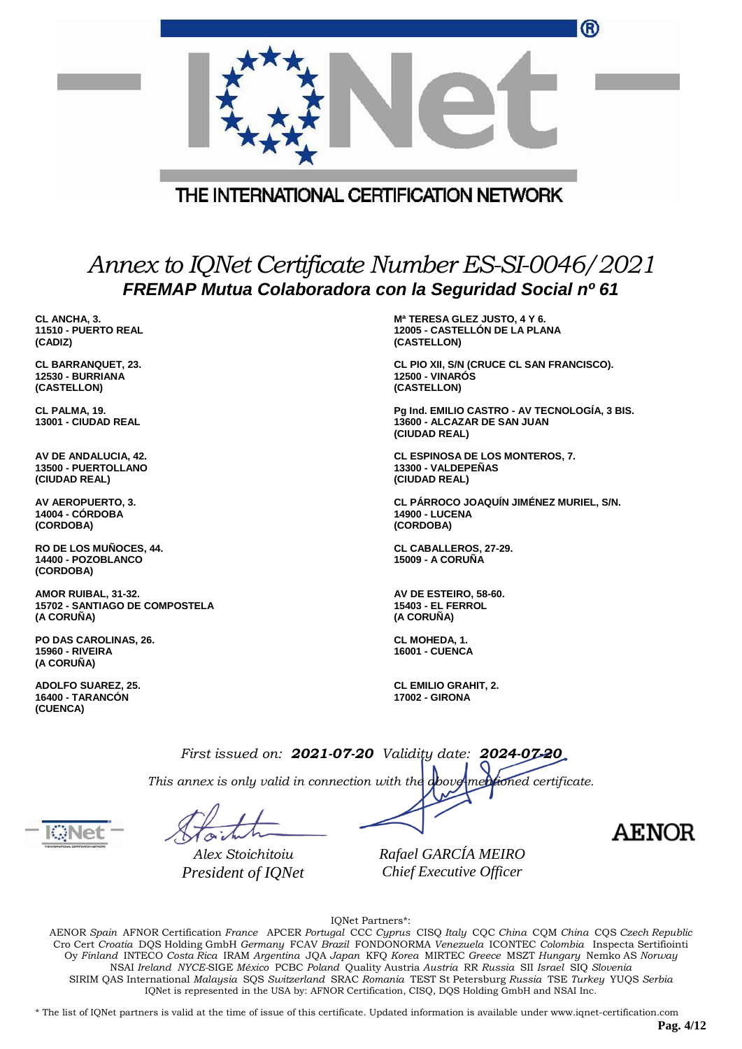THE INTERNATIONAL CERTIFICATION NETWORK

# *Annex to IQNet Certificate Number ES-SI-0046/2021*

## *FREMAP Mutua Colaboradora con la Seguridad Social nº 61*

**CL ANCHA, 3.**
**11510 - PUERTO REAL**
**(CADIZ)**

**CL BARRANQUET, 23.**
**12530 - BURRIANA**
**(CASTELLON)**

**CL PALMA, 19.**
**13001 - CIUDAD REAL**

**AV DE ANDALUCIA, 42.**
**13500 - PUERTOLLANO**
**(CIUDAD REAL)**

**AV AEROPUERTO, 3.**
**14004 - CÓRDOBA**
**(CORDOBA)**

**RO DE LOS MUÑOCES, 44.**
**14400 - POZOBLANCO**
**(CORDOBA)**

**AMOR RUIBAL, 31-32.**
**15702 - SANTIAGO DE COMPOSTELA**
**(A CORUÑA)**

**PO DAS CAROLINAS, 26.**
**15960 - RIVEIRA**
**(A CORUÑA)**

**ADOLFO SUAREZ, 25.**
**16400 - TARANCÓN**
**(CUENCA)**

**Mª TERESA GLEZ JUSTO, 4 Y 6.**
**12005 - CASTELLÓN DE LA PLANA**
**(CASTELLON)**

**CL PIO XII, S/N (CRUCE CL SAN FRANCISCO).**
**12500 - VINARÓS**
**(CASTELLON)**

**Pg Ind. EMILIO CASTRO - AV TECNOLOGÍA, 3 BIS.**
**13600 - ALCAZAR DE SAN JUAN**
**(CIUDAD REAL)**

**CL ESPINOSA DE LOS MONTEROS, 7.**
**13300 - VALDEPEÑAS**
**(CIUDAD REAL)**

**CL PÁRROCO JOAQUÍN JIMÉNEZ MURIEL, S/N.**
**14900 - LUCENA**
**(CORDOBA)**

**CL CABALLEROS, 27-29.**
**15009 - A CORUÑA**

**AV DE ESTEIRO, 58-60.**
**15403 - EL FERROL**
**(A CORUÑA)**

**CL MOHEDA, 1.**
**16001 - CUENCA**

**CL EMILIO GRAHIT, 2.**
**17002 - GIRONA**

*First issued on:* ***2021-07-20*** *Validity date:* ***2024-07-20***

*This annex is only valid in connection with the above-mentioned certificate.*

*Alex Stoichitoiu*
*President of IQNet*

*Rafael GARCÍA MEIRO*
*Chief Executive Officer*

AENOR

IQNet Partners*:

AENOR *Spain* AFNOR Certification *France* APCER *Portugal* CCC *Cyprus* CISQ *Italy* CQC *China* CQM *China* CQS *Czech Republic* Cro Cert *Croatia* DQS Holding GmbH *Germany* FCAV *Brazil* FONDONORMA *Venezuela* ICONTEC *Colombia* Inspecta Sertifiointi Oy *Finland* INTECO *Costa Rica* IRAM *Argentina* JQA *Japan* KFQ *Korea* MIRTEC *Greece* MSZT *Hungary* Nemko AS *Norway* NSAI *Ireland* *NYCE*-SIGE *México* PCBC *Poland* Quality Austria *Austria* RR *Russia* SII *Israel* SIQ *Slovenia* SIRIM QAS International *Malaysia* SQS *Switzerland* SRAC *Romania* TEST St Petersburg *Russia* TSE *Turkey* YUQS *Serbia* IQNet is represented in the USA by: AFNOR Certification, CISQ, DQS Holding GmbH and NSAI Inc.

* The list of IQNet partners is valid at the time of issue of this certificate. Updated information is available under www.iqnet-certification.com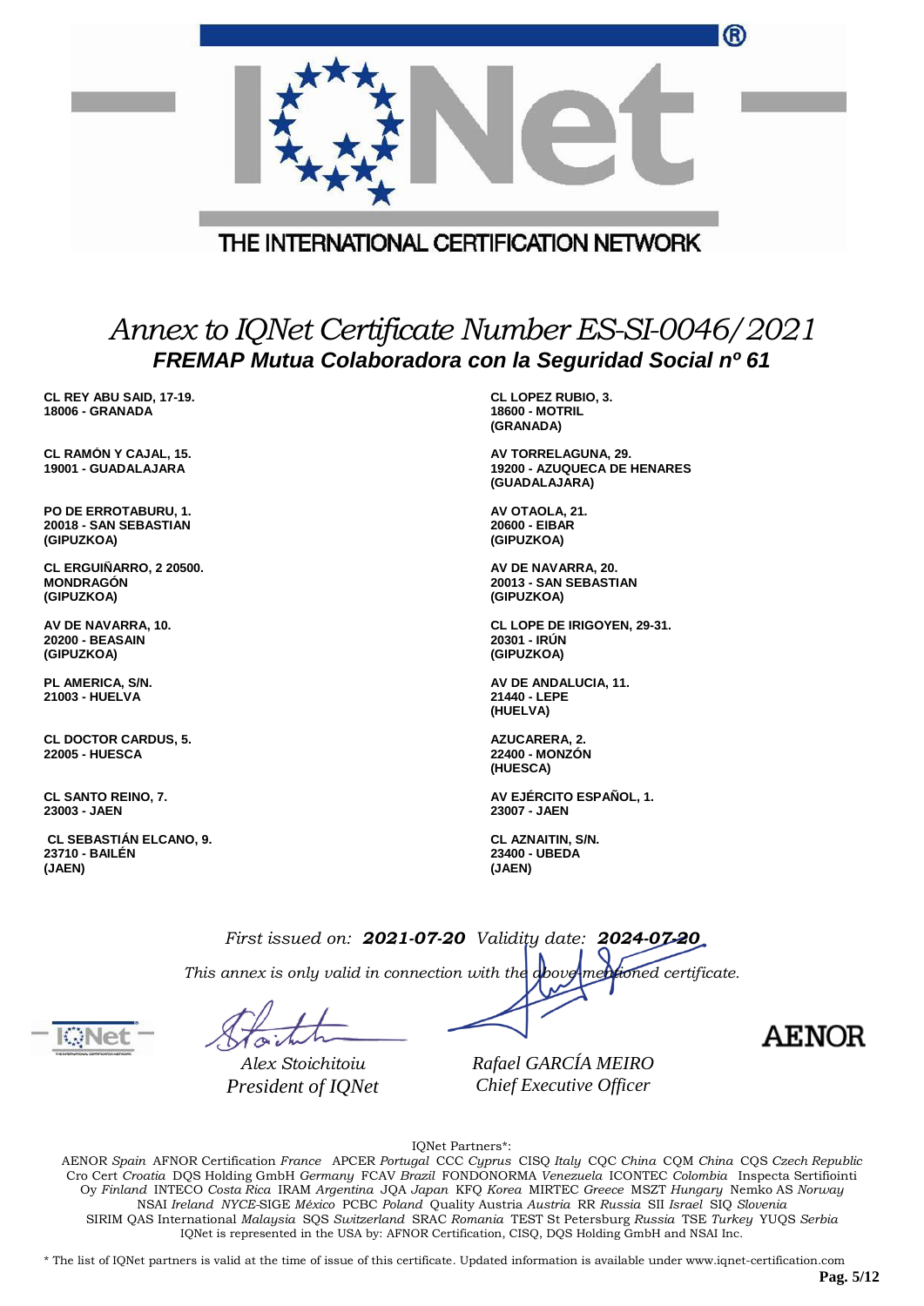THE INTERNATIONAL CERTIFICATION NETWORK

# *Annex to IQNet Certificate Number ES-SI-0046/2021*

## ***FREMAP Mutua Colaboradora con la Seguridad Social nº 61***

**CL REY ABU SAID, 17-19.**
**18006 - GRANADA**

**CL LOPEZ RUBIO, 3.**
**18600 - MOTRIL**
**(GRANADA)**

**CL RAMÓN Y CAJAL, 15.**
**19001 - GUADALAJARA**

**AV TORRELAGUNA, 29.**
**19200 - AZUQUECA DE HENARES**
**(GUADALAJARA)**

**PO DE ERROTABURU, 1.**
**20018 - SAN SEBASTIAN**
**(GIPUZKOA)**

**AV OTAOLA, 21.**
**20600 - EIBAR**
**(GIPUZKOA)**

**CL ERGUIÑARRO, 2 20500.**
**MONDRAGÓN**
**(GIPUZKOA)**

**AV DE NAVARRA, 20.**
**20013 - SAN SEBASTIAN**
**(GIPUZKOA)**

**AV DE NAVARRA, 10.**
**20200 - BEASAIN**
**(GIPUZKOA)**

**CL LOPE DE IRIGOYEN, 29-31.**
**20301 - IRÚN**
**(GIPUZKOA)**

**PL AMERICA, S/N.**
**21003 - HUELVA**

**AV DE ANDALUCIA, 11.**
**21440 - LEPE**
**(HUELVA)**

**CL DOCTOR CARDUS, 5.**
**22005 - HUESCA**

**AZUCARERA, 2.**
**22400 - MONZÓN**
**(HUESCA)**

**CL SANTO REINO, 7.**
**23003 - JAEN**

**AV EJÉRCITO ESPAÑOL, 1.**
**23007 - JAEN**

**CL SEBASTIÁN ELCANO, 9.**
**23710 - BAILÉN**
**(JAEN)**

**CL AZNAITIN, S/N.**
**23400 - UBEDA**
**(JAEN)**

*First issued on:* ***2021-07-20*** *Validity date:* ***2024-07-20***

*This annex is only valid in connection with the above-mentioned certificate.*

*Alex Stoichitoiu*
*President of IQNet*

*Rafael GARCÍA MEIRO*
*Chief Executive Officer*

AENOR

IQNet Partners*:

AENOR *Spain* AFNOR Certification *France* APCER *Portugal* CCC *Cyprus* CISQ *Italy* CQC *China* CQM *China* CQS *Czech Republic* Cro Cert *Croatia* DQS Holding GmbH *Germany* FCAV *Brazil* FONDONORMA *Venezuela* ICONTEC *Colombia* Inspecta Sertifiointi Oy *Finland* INTECO *Costa Rica* IRAM *Argentina* JQA *Japan* KFQ *Korea* MIRTEC *Greece* MSZT *Hungary* Nemko AS *Norway* NSAI *Ireland* *NYCE*-SIGE *México* PCBC *Poland* Quality Austria *Austria* RR *Russia* SII *Israel* SIQ *Slovenia* SIRIM QAS International *Malaysia* SQS *Switzerland* SRAC *Romania* TEST St Petersburg *Russia* TSE *Turkey* YUQS *Serbia*
IQNet is represented in the USA by: AFNOR Certification, CISQ, DQS Holding GmbH and NSAI Inc.

* The list of IQNet partners is valid at the time of issue of this certificate. Updated information is available under www.iqnet-certification.com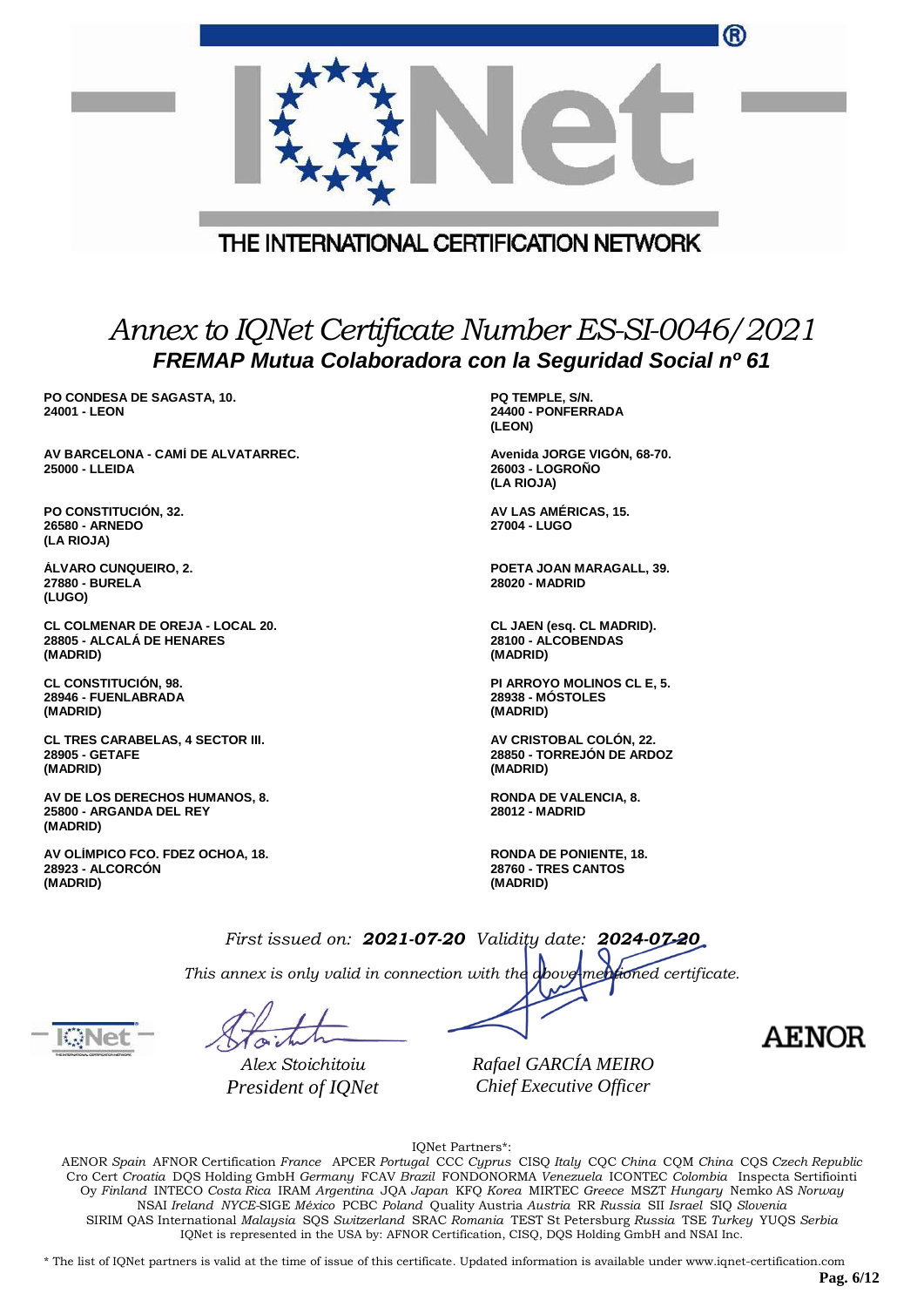THE INTERNATIONAL CERTIFICATION NETWORK

# *Annex to IQNet Certificate Number ES-SI-0046/2021*

## FREMAP Mutua Colaboradora con la Seguridad Social nº 61

**PO CONDESA DE SAGASTA, 10.**
**24001 - LEON**

**PQ TEMPLE, S/N.**
**24400 - PONFERRADA**
**(LEON)**

**AV BARCELONA - CAMÍ DE ALVATARREC.**
**25000 - LLEIDA**

**Avenida JORGE VIGÓN, 68-70.**
**26003 - LOGROÑO**
**(LA RIOJA)**

**PO CONSTITUCIÓN, 32.**
**26580 - ARNEDO**
**(LA RIOJA)**

**AV LAS AMÉRICAS, 15.**
**27004 - LUGO**

**ÁLVARO CUNQUEIRO, 2.**
**27880 - BURELA**
**(LUGO)**

**POETA JOAN MARAGALL, 39.**
**28020 - MADRID**

**CL COLMENAR DE OREJA - LOCAL 20.**
**28805 - ALCALÁ DE HENARES**
**(MADRID)**

**CL JAEN (esq. CL MADRID).**
**28100 - ALCOBENDAS**
**(MADRID)**

**CL CONSTITUCIÓN, 98.**
**28946 - FUENLABRADA**
**(MADRID)**

**PI ARROYO MOLINOS CL E, 5.**
**28938 - MÓSTOLES**
**(MADRID)**

**CL TRES CARABELAS, 4 SECTOR III.**
**28905 - GETAFE**
**(MADRID)**

**AV CRISTOBAL COLÓN, 22.**
**28850 - TORREJÓN DE ARDOZ**
**(MADRID)**

**AV DE LOS DERECHOS HUMANOS, 8.**
**25800 - ARGANDA DEL REY**
**(MADRID)**

**RONDA DE VALENCIA, 8.**
**28012 - MADRID**

**AV OLÍMPICO FCO. FDEZ OCHOA, 18.**
**28923 - ALCORCÓN**
**(MADRID)**

**RONDA DE PONIENTE, 18.**
**28760 - TRES CANTOS**
**(MADRID)**

*First issued on:* ***2021-07-20*** *Validity date:* ***2024-07-20***

*This annex is only valid in connection with the above-mentioned certificate.*

*Alex Stoichitoiu*
*President of IQNet*

*Rafael GARCÍA MEIRO*
*Chief Executive Officer*

AENOR

IQNet Partners*:
AENOR *Spain* AFNOR Certification *France* APCER *Portugal* CCC *Cyprus* CISQ *Italy* CQC *China* CQM *China* CQS *Czech Republic* Cro Cert *Croatia* DQS Holding GmbH *Germany* FCAV *Brazil* FONDONORMA *Venezuela* ICONTEC *Colombia* Inspecta Sertifiointi Oy *Finland* INTECO *Costa Rica* IRAM *Argentina* JQA *Japan* KFQ *Korea* MIRTEC *Greece* MSZT *Hungary* Nemko AS *Norway* NSAI *Ireland* *NYCE*-SIGE *México* PCBC *Poland* Quality Austria *Austria* RR *Russia* SII *Israel* SIQ *Slovenia* SIRIM QAS International *Malaysia* SQS *Switzerland* SRAC *Romania* TEST St Petersburg *Russia* TSE *Turkey* YUQS *Serbia*
IQNet is represented in the USA by: AFNOR Certification, CISQ, DQS Holding GmbH and NSAI Inc.

* The list of IQNet partners is valid at the time of issue of this certificate. Updated information is available under www.iqnet-certification.com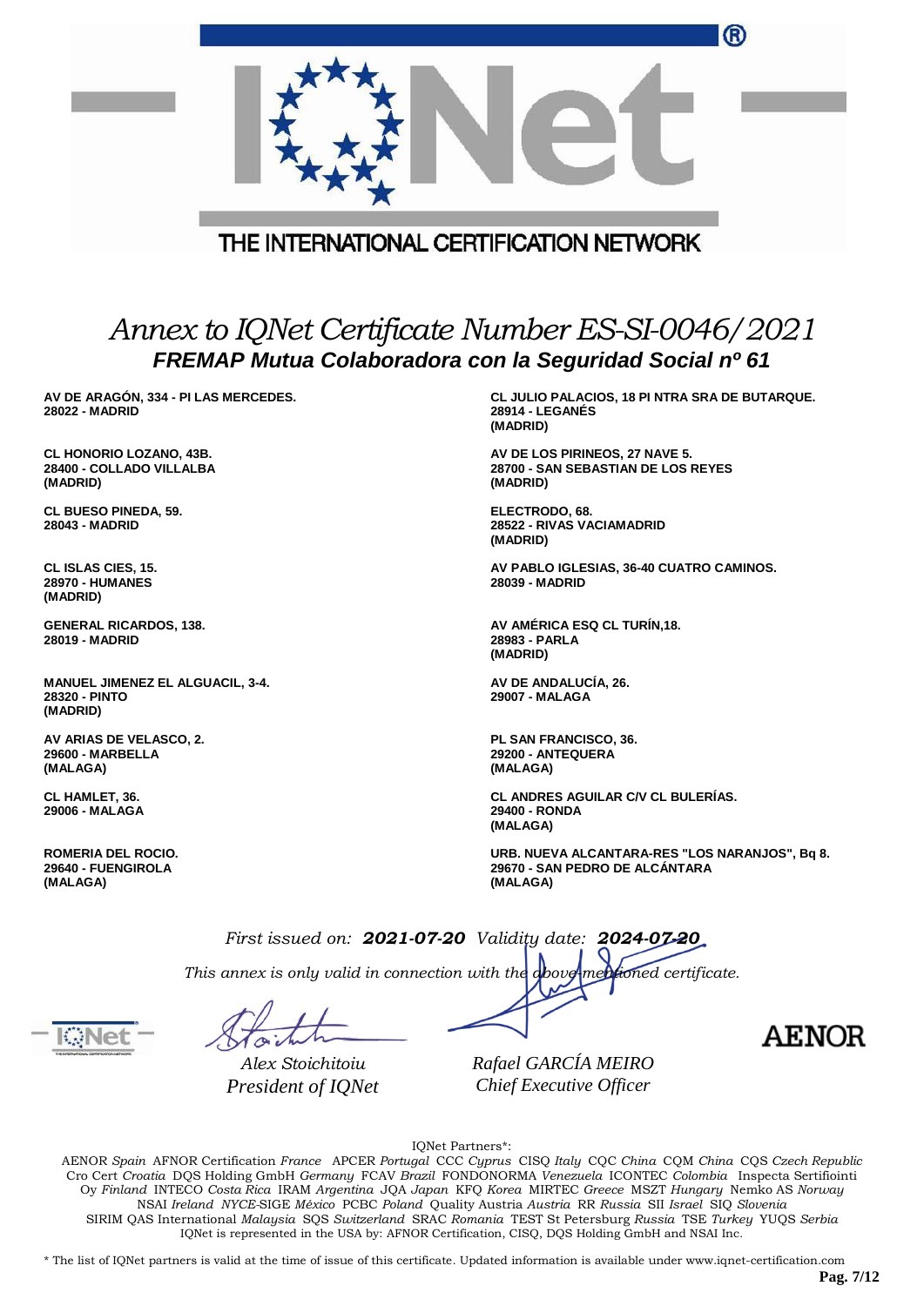THE INTERNATIONAL CERTIFICATION NETWORK

# *Annex to IQNet Certificate Number ES-SI-0046/2021*

## ***FREMAP Mutua Colaboradora con la Seguridad Social nº 61***

**AV DE ARAGÓN, 334 - PI LAS MERCEDES.**
**28022 - MADRID**

**CL HONORIO LOZANO, 43B.**
**28400 - COLLADO VILLALBA**
**(MADRID)**

**CL BUESO PINEDA, 59.**
**28043 - MADRID**

**CL ISLAS CIES, 15.**
**28970 - HUMANES**
**(MADRID)**

**GENERAL RICARDOS, 138.**
**28019 - MADRID**

**MANUEL JIMENEZ EL ALGUACIL, 3-4.**
**28320 - PINTO**
**(MADRID)**

**AV ARIAS DE VELASCO, 2.**
**29600 - MARBELLA**
**(MALAGA)**

**CL HAMLET, 36.**
**29006 - MALAGA**

**ROMERIA DEL ROCIO.**
**29640 - FUENGIROLA**
**(MALAGA)**

**CL JULIO PALACIOS, 18 PI NTRA SRA DE BUTARQUE.**
**28914 - LEGANÉS**
**(MADRID)**

**AV DE LOS PIRINEOS, 27 NAVE 5.**
**28700 - SAN SEBASTIAN DE LOS REYES**
**(MADRID)**

**ELECTRODO, 68.**
**28522 - RIVAS VACIAMADRID**
**(MADRID)**

**AV PABLO IGLESIAS, 36-40 CUATRO CAMINOS.**
**28039 - MADRID**

**AV AMÉRICA ESQ CL TURÍN,18.**
**28983 - PARLA**
**(MADRID)**

**AV DE ANDALUCÍA, 26.**
**29007 - MALAGA**

**PL SAN FRANCISCO, 36.**
**29200 - ANTEQUERA**
**(MALAGA)**

**CL ANDRES AGUILAR C/V CL BULERÍAS.**
**29400 - RONDA**
**(MALAGA)**

**URB. NUEVA ALCANTARA-RES "LOS NARANJOS", Bq 8.**
**29670 - SAN PEDRO DE ALCÁNTARA**
**(MALAGA)**

*First issued on:* ***2021-07-20*** *Validity date:* ***2024-07-20***

*This annex is only valid in connection with the above-mentioned certificate.*

*Alex Stoichitoiu*
*President of IQNet*

*Rafael GARCÍA MEIRO*
*Chief Executive Officer*

AENOR

IQNet Partners*:

AENOR *Spain* AFNOR Certification *France* APCER *Portugal* CCC *Cyprus* CISQ *Italy* CQC *China* CQM *China* CQS *Czech Republic* Cro Cert *Croatia* DQS Holding GmbH *Germany* FCAV *Brazil* FONDONORMA *Venezuela* ICONTEC *Colombia* Inspecta Sertifiointi Oy *Finland* INTECO *Costa Rica* IRAM *Argentina* JQA *Japan* KFQ *Korea* MIRTEC *Greece* MSZT *Hungary* Nemko AS *Norway* NSAI *Ireland* *NYCE*-SIGE *México* PCBC *Poland* Quality Austria *Austria* RR *Russia* SII *Israel* SIQ *Slovenia* SIRIM QAS International *Malaysia* SQS *Switzerland* SRAC *Romania* TEST St Petersburg *Russia* TSE *Turkey* YUQS *Serbia*
IQNet is represented in the USA by: AFNOR Certification, CISQ, DQS Holding GmbH and NSAI Inc.

\* The list of IQNet partners is valid at the time of issue of this certificate. Updated information is available under www.iqnet-certification.com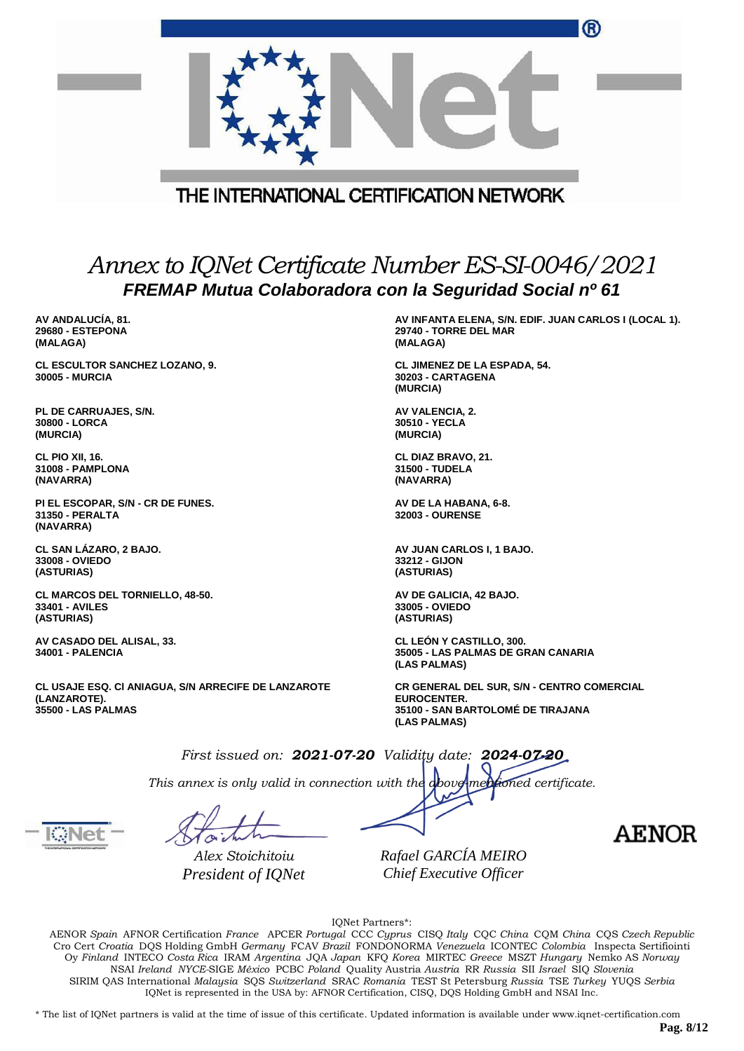THE INTERNATIONAL CERTIFICATION NETWORK

# *Annex to IQNet Certificate Number ES-SI-0046/2021*

## ***FREMAP Mutua Colaboradora con la Seguridad Social nº 61***

**AV ANDALUCÍA, 81.**
**29680 - ESTEPONA**
**(MALAGA)**

**AV INFANTA ELENA, S/N. EDIF. JUAN CARLOS I (LOCAL 1).**
**29740 - TORRE DEL MAR**
**(MALAGA)**

**CL ESCULTOR SANCHEZ LOZANO, 9.**
**30005 - MURCIA**

**CL JIMENEZ DE LA ESPADA, 54.**
**30203 - CARTAGENA**
**(MURCIA)**

**PL DE CARRUAJES, S/N.**
**30800 - LORCA**
**(MURCIA)**

**AV VALENCIA, 2.**
**30510 - YECLA**
**(MURCIA)**

**CL PIO XII, 16.**
**31008 - PAMPLONA**
**(NAVARRA)**

**CL DIAZ BRAVO, 21.**
**31500 - TUDELA**
**(NAVARRA)**

**PI EL ESCOPAR, S/N - CR DE FUNES.**
**31350 - PERALTA**
**(NAVARRA)**

**AV DE LA HABANA, 6-8.**
**32003 - OURENSE**

**CL SAN LÁZARO, 2 BAJO.**
**33008 - OVIEDO**
**(ASTURIAS)**

**AV JUAN CARLOS I, 1 BAJO.**
**33212 - GIJON**
**(ASTURIAS)**

**CL MARCOS DEL TORNIELLO, 48-50.**
**33401 - AVILES**
**(ASTURIAS)**

**AV DE GALICIA, 42 BAJO.**
**33005 - OVIEDO**
**(ASTURIAS)**

**AV CASADO DEL ALISAL, 33.**
**34001 - PALENCIA**

**CL LEÓN Y CASTILLO, 300.**
**35005 - LAS PALMAS DE GRAN CANARIA**
**(LAS PALMAS)**

**CL USAJE ESQ. Cl ANIAGUA, S/N ARRECIFE DE LANZAROTE**
**(LANZAROTE).**
**35500 - LAS PALMAS**

**CR GENERAL DEL SUR, S/N - CENTRO COMERCIAL**
**EUROCENTER.**
**35100 - SAN BARTOLOMÉ DE TIRAJANA**
**(LAS PALMAS)**

*First issued on:* ***2021-07-20*** *Validity date:* ***2024-07-20***

*This annex is only valid in connection with the above-mentioned certificate.*

*Alex Stoichitoiu*
*President of IQNet*

*Rafael GARCÍA MEIRO*
*Chief Executive Officer*

AENOR

IQNet Partners*:

AENOR *Spain* AFNOR Certification *France* APCER *Portugal* CCC *Cyprus* CISQ *Italy* CQC *China* CQM *China* CQS *Czech Republic* Cro Cert *Croatia* DQS Holding GmbH *Germany* FCAV *Brazil* FONDONORMA *Venezuela* ICONTEC *Colombia* Inspecta Sertifiointi Oy *Finland* INTECO *Costa Rica* IRAM *Argentina* JQA *Japan* KFQ *Korea* MIRTEC *Greece* MSZT *Hungary* Nemko AS *Norway* NSAI *Ireland* *NYCE*-SIGE *México* PCBC *Poland* Quality Austria *Austria* RR *Russia* SII *Israel* SIQ *Slovenia* SIRIM QAS International *Malaysia* SQS *Switzerland* SRAC *Romania* TEST St Petersburg *Russia* TSE *Turkey* YUQS *Serbia*
IQNet is represented in the USA by: AFNOR Certification, CISQ, DQS Holding GmbH and NSAI Inc.

* The list of IQNet partners is valid at the time of issue of this certificate. Updated information is available under www.iqnet-certification.com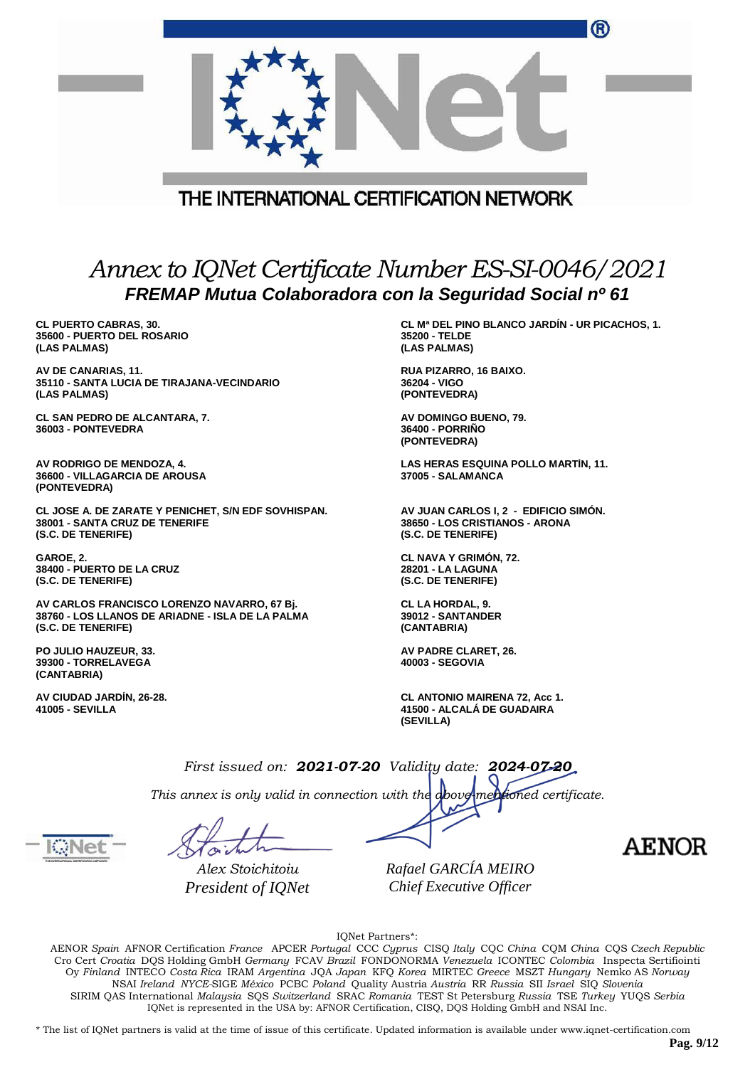THE INTERNATIONAL CERTIFICATION NETWORK

# *Annex to IQNet Certificate Number ES-SI-0046/2021*

## ***FREMAP Mutua Colaboradora con la Seguridad Social nº 61***

**CL PUERTO CABRAS, 30.**
**35600 - PUERTO DEL ROSARIO**
**(LAS PALMAS)**

**CL Mª DEL PINO BLANCO JARDÍN - UR PICACHOS, 1.**
**35200 - TELDE**
**(LAS PALMAS)**

**AV DE CANARIAS, 11.**
**35110 - SANTA LUCIA DE TIRAJANA-VECINDARIO**
**(LAS PALMAS)**

**RUA PIZARRO, 16 BAIXO.**
**36204 - VIGO**
**(PONTEVEDRA)**

**CL SAN PEDRO DE ALCANTARA, 7.**
**36003 - PONTEVEDRA**

**AV DOMINGO BUENO, 79.**
**36400 - PORRIÑO**
**(PONTEVEDRA)**

**AV RODRIGO DE MENDOZA, 4.**
**36600 - VILLAGARCIA DE AROUSA**
**(PONTEVEDRA)**

**LAS HERAS ESQUINA POLLO MARTÍN, 11.**
**37005 - SALAMANCA**

**CL JOSE A. DE ZARATE Y PENICHET, S/N EDF SOVHISPAN.**
**38001 - SANTA CRUZ DE TENERIFE**
**(S.C. DE TENERIFE)**

**AV JUAN CARLOS I, 2 - EDIFICIO SIMÓN.**
**38650 - LOS CRISTIANOS - ARONA**
**(S.C. DE TENERIFE)**

**GAROE, 2.**
**38400 - PUERTO DE LA CRUZ**
**(S.C. DE TENERIFE)**

**CL NAVA Y GRIMÓN, 72.**
**28201 - LA LAGUNA**
**(S.C. DE TENERIFE)**

**AV CARLOS FRANCISCO LORENZO NAVARRO, 67 Bj.**
**38760 - LOS LLANOS DE ARIADNE - ISLA DE LA PALMA**
**(S.C. DE TENERIFE)**

**CL LA HORDAL, 9.**
**39012 - SANTANDER**
**(CANTABRIA)**

**PO JULIO HAUZEUR, 33.**
**39300 - TORRELAVEGA**
**(CANTABRIA)**

**AV PADRE CLARET, 26.**
**40003 - SEGOVIA**

**AV CIUDAD JARDÍN, 26-28.**
**41005 - SEVILLA**

**CL ANTONIO MAIRENA 72, Acc 1.**
**41500 - ALCALÁ DE GUADAIRA**
**(SEVILLA)**

*First issued on:* ***2021-07-20*** *Validity date:* ***2024-07-20***

*This annex is only valid in connection with the above-mentioned certificate.*

*Alex Stoichitoiu*
*President of IQNet*

*Rafael GARCÍA MEIRO*
*Chief Executive Officer*

AENOR

IQNet Partners*:

AENOR *Spain* AFNOR Certification *France* APCER *Portugal* CCC *Cyprus* CISQ *Italy* CQC *China* CQM *China* CQS *Czech Republic* Cro Cert *Croatia* DQS Holding GmbH *Germany* FCAV *Brazil* FONDONORMA *Venezuela* ICONTEC *Colombia* Inspecta Sertifiointi Oy *Finland* INTECO *Costa Rica* IRAM *Argentina* JQA *Japan* KFQ *Korea* MIRTEC *Greece* MSZT *Hungary* Nemko AS *Norway* NSAI *Ireland* *NYCE*-SIGE *México* PCBC *Poland* Quality Austria *Austria* RR *Russia* SII *Israel* SIQ *Slovenia* SIRIM QAS International *Malaysia* SQS *Switzerland* SRAC *Romania* TEST St Petersburg *Russia* TSE *Turkey* YUQS *Serbia*
IQNet is represented in the USA by: AFNOR Certification, CISQ, DQS Holding GmbH and NSAI Inc.

\* The list of IQNet partners is valid at the time of issue of this certificate. Updated information is available under www.iqnet-certification.com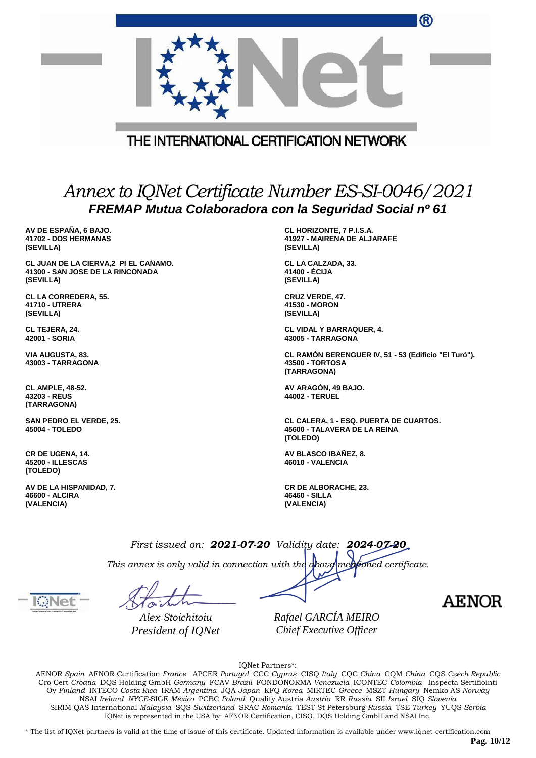THE INTERNATIONAL CERTIFICATION NETWORK

# *Annex to IQNet Certificate Number ES-SI-0046/2021*

## *FREMAP Mutua Colaboradora con la Seguridad Social nº 61*

**AV DE ESPAÑA, 6 BAJO.**
**41702 - DOS HERMANAS**
**(SEVILLA)**

**CL HORIZONTE, 7 P.I.S.A.**
**41927 - MAIRENA DE ALJARAFE**
**(SEVILLA)**

**CL JUAN DE LA CIERVA,2 PI EL CAÑAMO.**
**41300 - SAN JOSE DE LA RINCONADA**
**(SEVILLA)**

**CL LA CALZADA, 33.**
**41400 - ÉCIJA**
**(SEVILLA)**

**CL LA CORREDERA, 55.**
**41710 - UTRERA**
**(SEVILLA)**

**CRUZ VERDE, 47.**
**41530 - MORON**
**(SEVILLA)**

**CL TEJERA, 24.**
**42001 - SORIA**

**CL VIDAL Y BARRAQUER, 4.**
**43005 - TARRAGONA**

**VIA AUGUSTA, 83.**
**43003 - TARRAGONA**

**CL RAMÓN BERENGUER IV, 51 - 53 (Edificio "El Turó").**
**43500 - TORTOSA**
**(TARRAGONA)**

**CL AMPLE, 48-52.**
**43203 - REUS**
**(TARRAGONA)**

**AV ARAGÓN, 49 BAJO.**
**44002 - TERUEL**

**SAN PEDRO EL VERDE, 25.**
**45004 - TOLEDO**

**CL CALERA, 1 - ESQ. PUERTA DE CUARTOS.**
**45600 - TALAVERA DE LA REINA**
**(TOLEDO)**

**CR DE UGENA, 14.**
**45200 - ILLESCAS**
**(TOLEDO)**

**AV BLASCO IBAÑEZ, 8.**
**46010 - VALENCIA**

**AV DE LA HISPANIDAD, 7.**
**46600 - ALCIRA**
**(VALENCIA)**

**CR DE ALBORACHE, 23.**
**46460 - SILLA**
**(VALENCIA)**

*First issued on:* ***2021-07-20*** *Validity date:* ***2024-07-20***

*This annex is only valid in connection with the above-mentioned certificate.*

*Alex Stoichitoiu*
*President of IQNet*

*Rafael GARCÍA MEIRO*
*Chief Executive Officer*

AENOR

IQNet Partners*:

AENOR *Spain* AFNOR Certification *France* APCER *Portugal* CCC *Cyprus* CISQ *Italy* CQC *China* CQM *China* CQS *Czech Republic* Cro Cert *Croatia* DQS Holding GmbH *Germany* FCAV *Brazil* FONDONORMA *Venezuela* ICONTEC *Colombia* Inspecta Sertifiointi Oy *Finland* INTECO *Costa Rica* IRAM *Argentina* JQA *Japan* KFQ *Korea* MIRTEC *Greece* MSZT *Hungary* Nemko AS *Norway* NSAI *Ireland* *NYCE*-SIGE *México* PCBC *Poland* Quality Austria *Austria* RR *Russia* SII *Israel* SIQ *Slovenia* SIRIM QAS International *Malaysia* SQS *Switzerland* SRAC *Romania* TEST St Petersburg *Russia* TSE *Turkey* YUQS *Serbia*
IQNet is represented in the USA by: AFNOR Certification, CISQ, DQS Holding GmbH and NSAI Inc.

* The list of IQNet partners is valid at the time of issue of this certificate. Updated information is available under www.iqnet-certification.com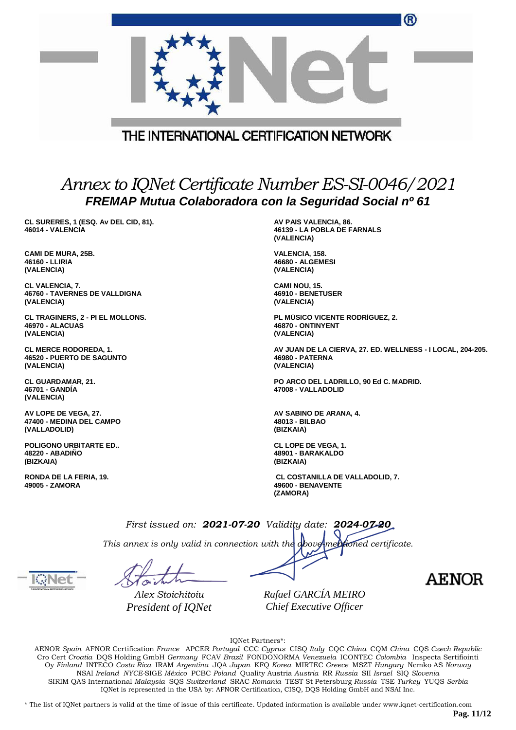THE INTERNATIONAL CERTIFICATION NETWORK

# *Annex to IQNet Certificate Number ES-SI-0046/2021*

## *FREMAP Mutua Colaboradora con la Seguridad Social nº 61*

**CL SURERES, 1 (ESQ. Av DEL CID, 81).**
**46014 - VALENCIA**

**CAMI DE MURA, 25B.**
**46160 - LLIRIA**
**(VALENCIA)**

**CL VALENCIA, 7.**
**46760 - TAVERNES DE VALLDIGNA**
**(VALENCIA)**

**CL TRAGINERS, 2 - PI EL MOLLONS.**
**46970 - ALACUAS**
**(VALENCIA)**

**CL MERCE RODOREDA, 1.**
**46520 - PUERTO DE SAGUNTO**
**(VALENCIA)**

**CL GUARDAMAR, 21.**
**46701 - GANDÍA**
**(VALENCIA)**

**AV LOPE DE VEGA, 27.**
**47400 - MEDINA DEL CAMPO**
**(VALLADOLID)**

**POLIGONO URBITARTE ED..**
**48220 - ABADIÑO**
**(BIZKAIA)**

**RONDA DE LA FERIA, 19.**
**49005 - ZAMORA**

**AV PAIS VALENCIA, 86.**
**46139 - LA POBLA DE FARNALS**
**(VALENCIA)**

**VALENCIA, 158.**
**46680 - ALGEMESI**
**(VALENCIA)**

**CAMI NOU, 15.**
**46910 - BENETUSER**
**(VALENCIA)**

**PL MÚSICO VICENTE RODRÍGUEZ, 2.**
**46870 - ONTINYENT**
**(VALENCIA)**

**AV JUAN DE LA CIERVA, 27. ED. WELLNESS - I LOCAL, 204-205.**
**46980 - PATERNA**
**(VALENCIA)**

**PO ARCO DEL LADRILLO, 90 Ed C. MADRID.**
**47008 - VALLADOLID**

**AV SABINO DE ARANA, 4.**
**48013 - BILBAO**
**(BIZKAIA)**

**CL LOPE DE VEGA, 1.**
**48901 - BARAKALDO**
**(BIZKAIA)**

**CL COSTANILLA DE VALLADOLID, 7.**
**49600 - BENAVENTE**
**(ZAMORA)**

*First issued on:* ***2021-07-20*** *Validity date:* ***2024-07-20***

*This annex is only valid in connection with the above-mentioned certificate.*

*Alex Stoichitoiu*
*President of IQNet*

*Rafael GARCÍA MEIRO*
*Chief Executive Officer*

AENOR

IQNet Partners*:

AENOR *Spain* AFNOR Certification *France* APCER *Portugal* CCC *Cyprus* CISQ *Italy* CQC *China* CQM *China* CQS *Czech Republic* Cro Cert *Croatia* DQS Holding GmbH *Germany* FCAV *Brazil* FONDONORMA *Venezuela* ICONTEC *Colombia* Inspecta Sertifiointi Oy *Finland* INTECO *Costa Rica* IRAM *Argentina* JQA *Japan* KFQ *Korea* MIRTEC *Greece* MSZT *Hungary* Nemko AS *Norway* NSAI *Ireland* *NYCE*-SIGE *México* PCBC *Poland* Quality Austria *Austria* RR *Russia* SII *Israel* SIQ *Slovenia* SIRIM QAS International *Malaysia* SQS *Switzerland* SRAC *Romania* TEST St Petersburg *Russia* TSE *Turkey* YUQS *Serbia*
IQNet is represented in the USA by: AFNOR Certification, CISQ, DQS Holding GmbH and NSAI Inc.

* The list of IQNet partners is valid at the time of issue of this certificate. Updated information is available under www.iqnet-certification.com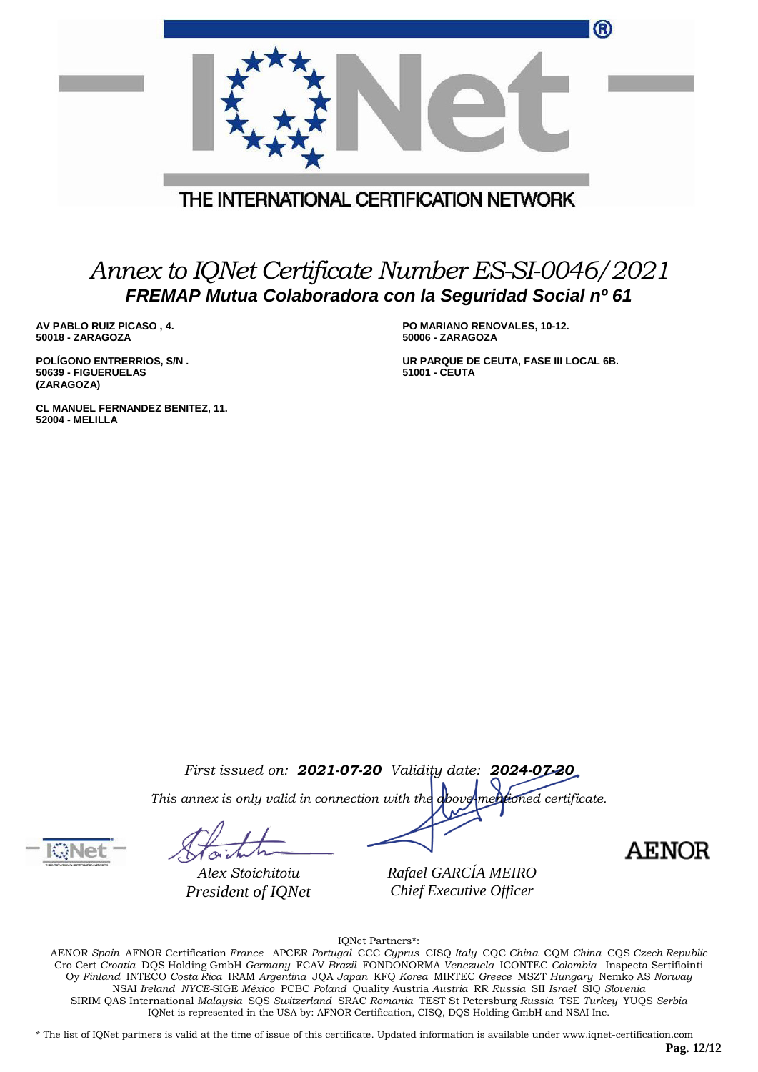THE INTERNATIONAL CERTIFICATION NETWORK

# *Annex to IQNet Certificate Number ES-SI-0046/2021*

## ***FREMAP Mutua Colaboradora con la Seguridad Social nº 61***

**AV PABLO RUIZ PICASO , 4.**
**50018 - ZARAGOZA**

**PO MARIANO RENOVALES, 10-12.**
**50006 - ZARAGOZA**

**POLÍGONO ENTRERRIOS, S/N .**
**50639 - FIGUERUELAS**
**(ZARAGOZA)**

**UR PARQUE DE CEUTA, FASE III LOCAL 6B.**
**51001 - CEUTA**

**CL MANUEL FERNANDEZ BENITEZ, 11.**
**52004 - MELILLA**

*First issued on:* ***2021-07-20*** *Validity date:* ***2024-07-20***

*This annex is only valid in connection with the above-mentioned certificate.*

*Alex Stoichitoiu*
*President of IQNet*

*Rafael GARCÍA MEIRO*
*Chief Executive Officer*

AENOR

IQNet Partners*:

AENOR *Spain* AFNOR Certification *France* APCER *Portugal* CCC *Cyprus* CISQ *Italy* CQC *China* CQM *China* CQS *Czech Republic* Cro Cert *Croatia* DQS Holding GmbH *Germany* FCAV *Brazil* FONDONORMA *Venezuela* ICONTEC *Colombia* Inspecta Sertifiointi Oy *Finland* INTECO *Costa Rica* IRAM *Argentina* JQA *Japan* KFQ *Korea* MIRTEC *Greece* MSZT *Hungary* Nemko AS *Norway* NSAI *Ireland* *NYCE*-SIGE *México* PCBC *Poland* Quality Austria *Austria* RR *Russia* SII *Israel* SIQ *Slovenia* SIRIM QAS International *Malaysia* SQS *Switzerland* SRAC *Romania* TEST St Petersburg *Russia* TSE *Turkey* YUQS *Serbia*
IQNet is represented in the USA by: AFNOR Certification, CISQ, DQS Holding GmbH and NSAI Inc.

* The list of IQNet partners is valid at the time of issue of this certificate. Updated information is available under www.iqnet-certification.com